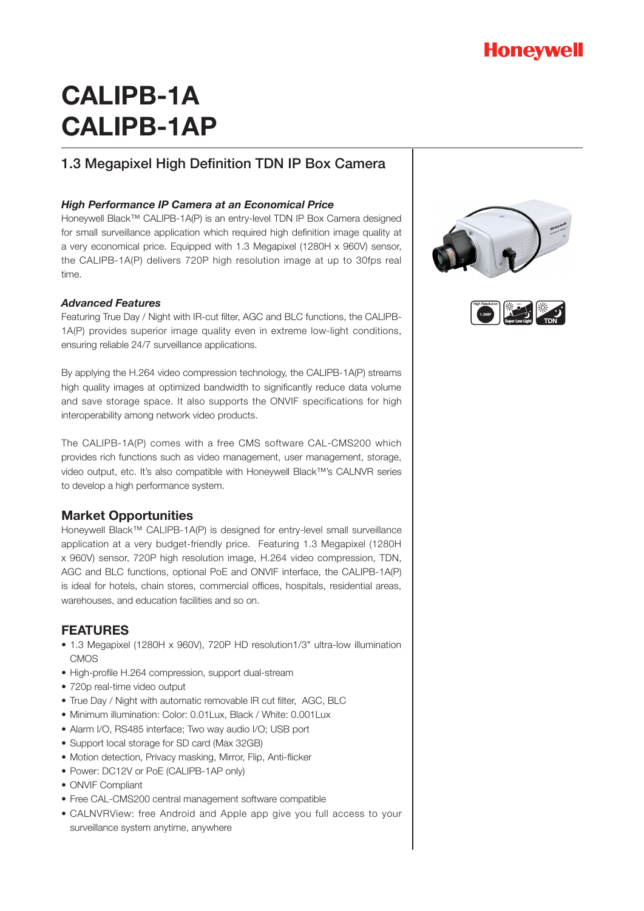Honeywell

# CALIPB-1A
# CALIPB-1AP

## 1.3 Megapixel High Definition TDN IP Box Camera

### *High Performance IP Camera at an Economical Price*

Honeywell Black™ CALIPB-1A(P) is an entry-level TDN IP Box Camera designed for small surveillance application which required high definition image quality at a very economical price. Equipped with 1.3 Megapixel (1280H x 960V) sensor, the CALIPB-1A(P) delivers 720P high resolution image at up to 30fps real time.

### *Advanced Features*

Featuring True Day / Night with IR-cut filter, AGC and BLC functions, the CALIPB-1A(P) provides superior image quality even in extreme low-light conditions, ensuring reliable 24/7 surveillance applications.

By applying the H.264 video compression technology, the CALIPB-1A(P) streams high quality images at optimized bandwidth to significantly reduce data volume and save storage space. It also supports the ONVIF specifications for high interoperability among network video products.

The CALIPB-1A(P) comes with a free CMS software CAL-CMS200 which provides rich functions such as video management, user management, storage, video output, etc. It's also compatible with Honeywell Black™'s CALNVR series to develop a high performance system.

## Market Opportunities

Honeywell Black™ CALIPB-1A(P) is designed for entry-level small surveillance application at a very budget-friendly price. Featuring 1.3 Megapixel (1280H x 960V) sensor, 720P high resolution image, H.264 video compression, TDN, AGC and BLC functions, optional PoE and ONVIF interface, the CALIPB-1A(P) is ideal for hotels, chain stores, commercial offices, hospitals, residential areas, warehouses, and education facilities and so on.

## FEATURES

- 1.3 Megapixel (1280H x 960V), 720P HD resolution1/3" ultra-low illumination CMOS
- High-profile H.264 compression, support dual-stream
- 720p real-time video output
- True Day / Night with automatic removable IR cut filter, AGC, BLC
- Minimum illumination: Color: 0.01Lux, Black / White: 0.001Lux
- Alarm I/O, RS485 interface; Two way audio I/O; USB port
- Support local storage for SD card (Max 32GB)
- Motion detection, Privacy masking, Mirror, Flip, Anti-flicker
- Power: DC12V or PoE (CALIPB-1AP only)
- ONVIF Compliant
- Free CAL-CMS200 central management software compatible
- CALNVRView: free Android and Apple app give you full access to your surveillance system anytime, anywhere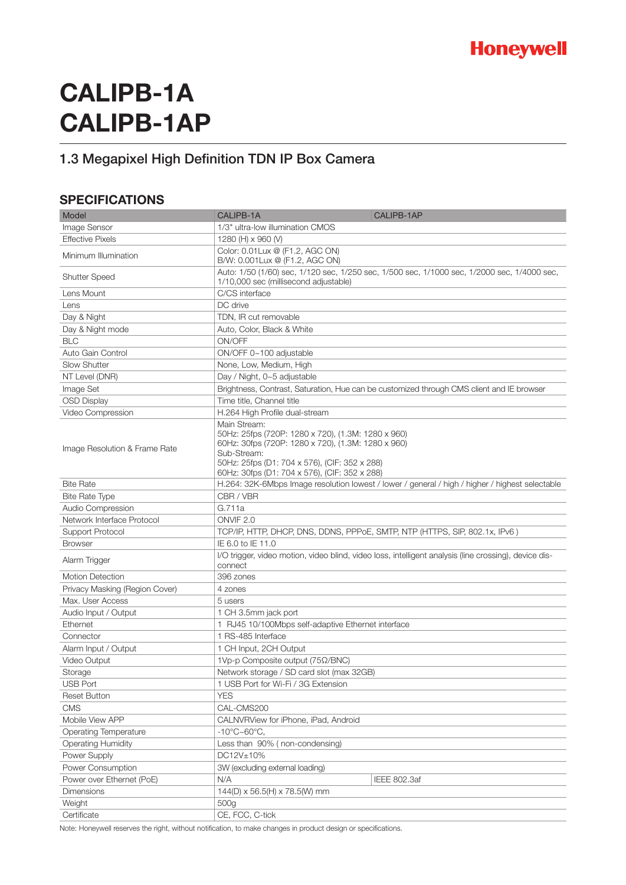Honeywell

# CALIPB-1A
# CALIPB-1AP

## 1.3 Megapixel High Definition TDN IP Box Camera

### SPECIFICATIONS

| Model | CALIPB-1A | CALIPB-1AP |
|---|---|---|
| Image Sensor | 1/3" ultra-low illumination CMOS | |
| Effective Pixels | 1280 (H) x 960 (V) | |
| Minimum Illumination | Color: 0.01Lux @ (F1.2, AGC ON)<br>B/W: 0.001Lux @ (F1.2, AGC ON) | |
| Shutter Speed | Auto: 1/50 (1/60) sec, 1/120 sec, 1/250 sec, 1/500 sec, 1/1000 sec, 1/2000 sec, 1/4000 sec, 1/10,000 sec (millisecond adjustable) | |
| Lens Mount | C/CS interface | |
| Lens | DC drive | |
| Day & Night | TDN, IR cut removable | |
| Day & Night mode | Auto, Color, Black & White | |
| BLC | ON/OFF | |
| Auto Gain Control | ON/OFF 0~100 adjustable | |
| Slow Shutter | None, Low, Medium, High | |
| NT Level (DNR) | Day / Night, 0~5 adjustable | |
| Image Set | Brightness, Contrast, Saturation, Hue can be customized through CMS client and IE browser | |
| OSD Display | Time title, Channel title | |
| Video Compression | H.264 High Profile dual-stream | |
| Image Resolution & Frame Rate | Main Stream:<br>50Hz: 25fps (720P: 1280 x 720), (1.3M: 1280 x 960)<br>60Hz: 30fps (720P: 1280 x 720), (1.3M: 1280 x 960)<br>Sub-Stream:<br>50Hz: 25fps (D1: 704 x 576), (CIF: 352 x 288)<br>60Hz: 30fps (D1: 704 x 576), (CIF: 352 x 288) | |
| Bite Rate | H.264: 32K-6Mbps Image resolution lowest / lower / general / high / higher / highest selectable | |
| Bite Rate Type | CBR / VBR | |
| Audio Compression | G.711a | |
| Network Interface Protocol | ONVIF 2.0 | |
| Support Protocol | TCP/IP, HTTP, DHCP, DNS, DDNS, PPPoE, SMTP, NTP (HTTPS, SIP, 802.1x, IPv6 ) | |
| Browser | IE 6.0 to IE 11.0 | |
| Alarm Trigger | I/O trigger, video motion, video blind, video loss, intelligent analysis (line crossing), device disconnect | |
| Motion Detection | 396 zones | |
| Privacy Masking (Region Cover) | 4 zones | |
| Max. User Access | 5 users | |
| Audio Input / Output | 1 CH 3.5mm jack port | |
| Ethernet | 1 RJ45 10/100Mbps self-adaptive Ethernet interface | |
| Connector | 1 RS-485 Interface | |
| Alarm Input / Output | 1 CH Input, 2CH Output | |
| Video Output | 1Vp-p Composite output (75Ω/BNC) | |
| Storage | Network storage / SD card slot (max 32GB) | |
| USB Port | 1 USB Port for Wi-Fi / 3G Extension | |
| Reset Button | YES | |
| CMS | CAL-CMS200 | |
| Mobile View APP | CALNVRView for iPhone, iPad, Android | |
| Operating Temperature | -10°C~60°C, | |
| Operating Humidity | Less than 90% ( non-condensing) | |
| Power Supply | DC12V±10% | |
| Power Consumption | 3W (excluding external loading) | |
| Power over Ethernet (PoE) | N/A | IEEE 802.3af |
| Dimensions | 144(D) x 56.5(H) x 78.5(W) mm | |
| Weight | 500g | |
| Certificate | CE, FCC, C-tick | |

Note: Honeywell reserves the right, without notification, to make changes in product design or specifications.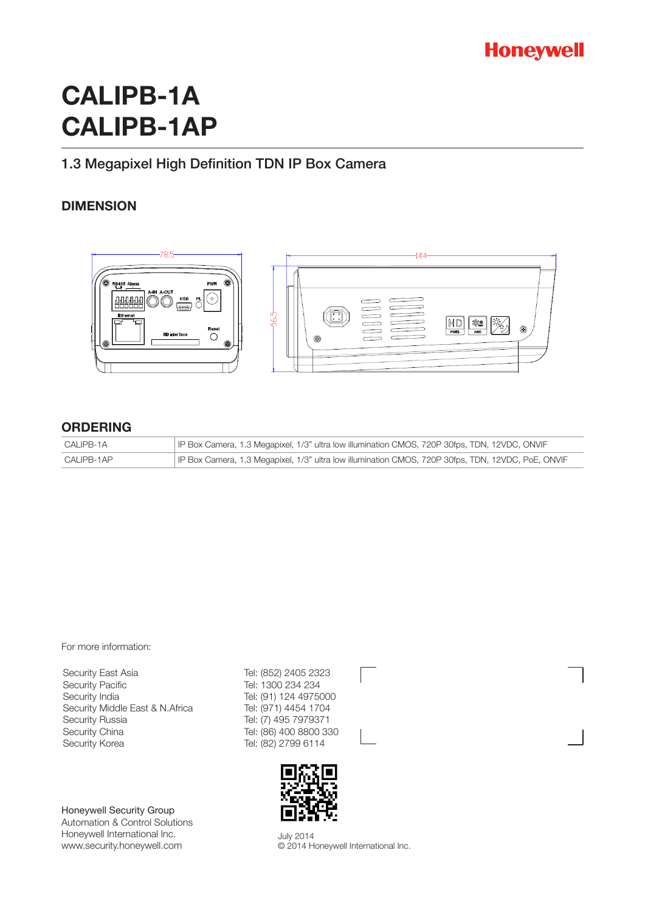Honeywell

# CALIPB-1A
# CALIPB-1AP

## 1.3 Megapixel High Definition TDN IP Box Camera

### DIMENSION

78.5

144

56.5

RS485 Alarm

A-IN A-OUT

PWR

USB

PL

Ethernet

SD interface

Reset

HD

PIXEL

AGC

### ORDERING

| | |
|---|---|
| CALIPB-1A | IP Box Camera, 1.3 Megapixel, 1/3" ultra low illumination CMOS, 720P 30fps, TDN, 12VDC, ONVIF |
| CALIPB-1AP | IP Box Camera, 1.3 Megapixel, 1/3" ultra low illumination CMOS, 720P 30fps, TDN, 12VDC, PoE, ONVIF |

For more information:

| | |
|---|---|
| Security East Asia | Tel: (852) 2405 2323 |
| Security Pacific | Tel: 1300 234 234 |
| Security India | Tel: (91) 124 4975000 |
| Security Middle East & N.Africa | Tel: (971) 4454 1704 |
| Security Russia | Tel: (7) 495 7979371 |
| Security China | Tel: (86) 400 8800 330 |
| Security Korea | Tel: (82) 2799 6114 |

Honeywell Security Group
Automation & Control Solutions
Honeywell International Inc.
www.security.honeywell.com

July 2014
© 2014 Honeywell International Inc.